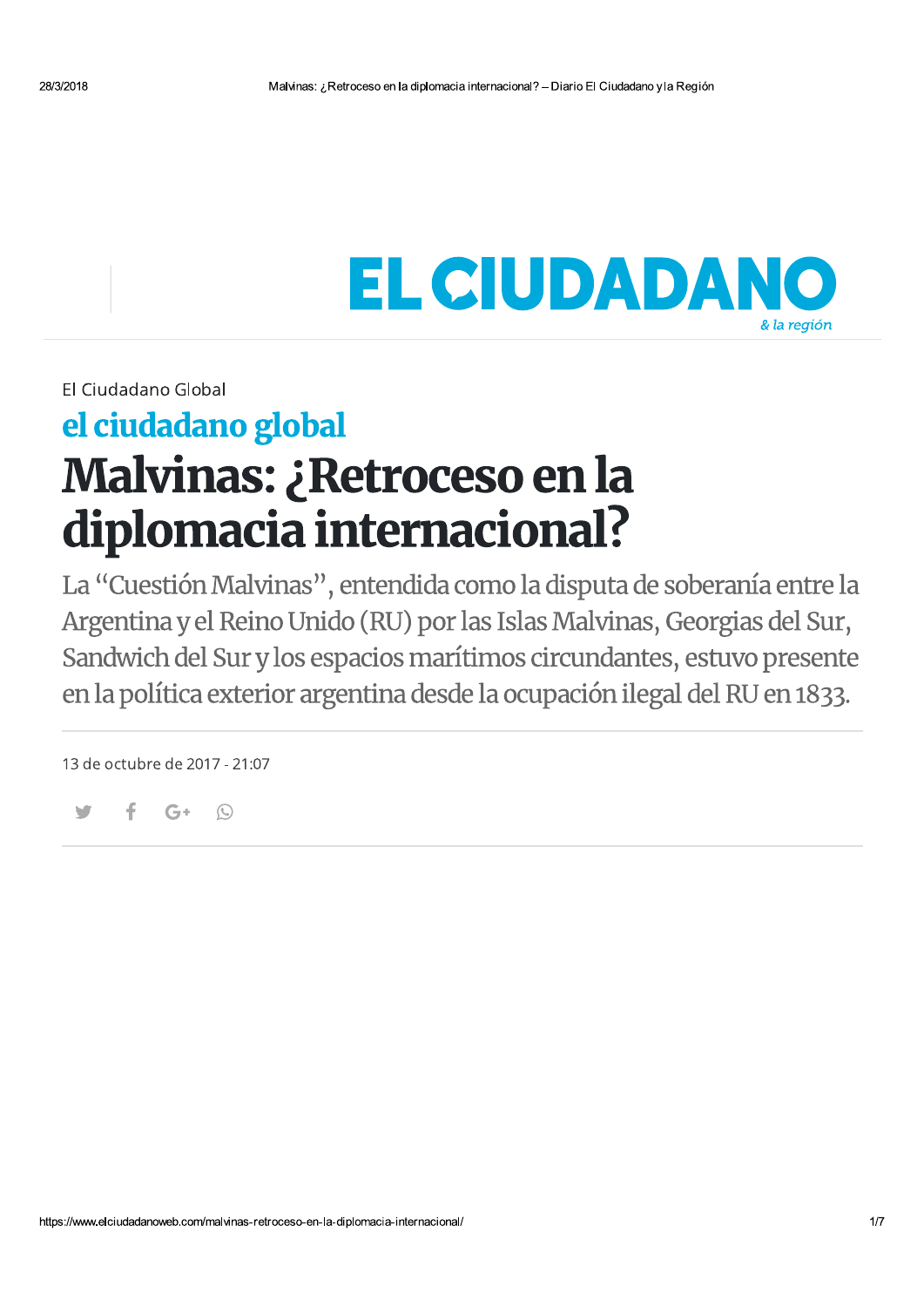El Ciudadano Global

## el ciudadano global

# Malvinas: ¿Retroceso en la diplomacia internacional?

La "Cuestión Malvinas", entendida como la disputa de soberanía entre la Argentina y el Reino Unido (RU) por las Islas Malvinas, Georgias del Sur, Sandwich del Sur y los espacios marítimos circundantes, estuvo presente en la política exterior argentina desde la ocupación ilegal del RU en 1833.

13 de octubre de 2017 - 21:07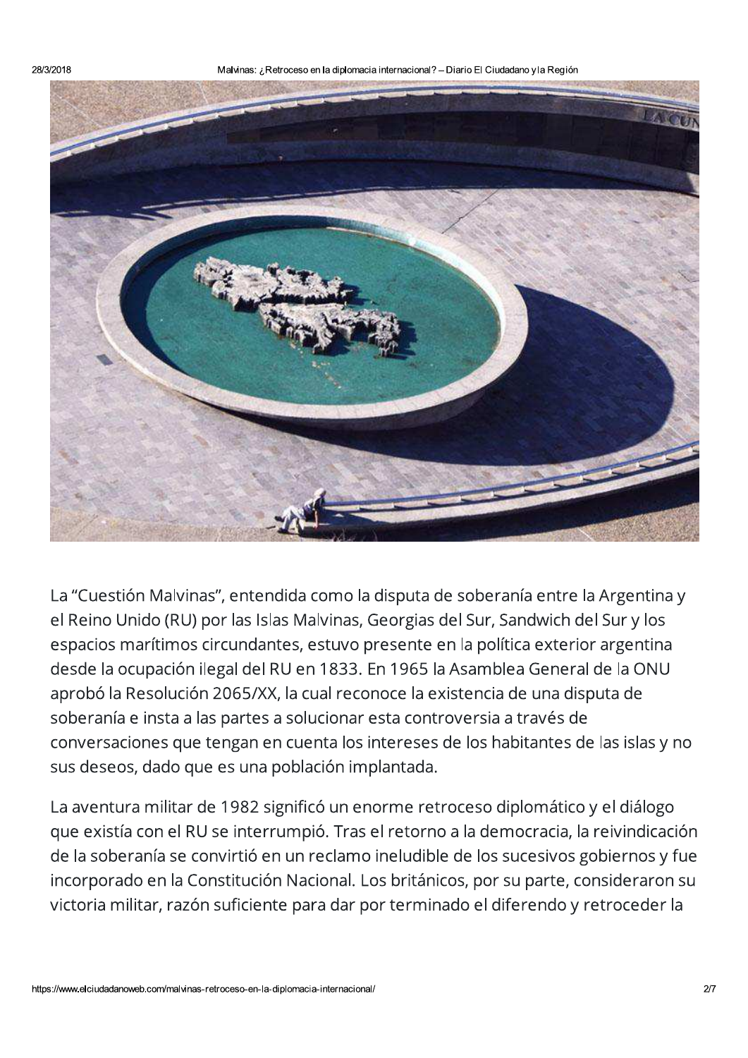La “Cuestión Malvinas”, entendida como la disputa de soberanía entre la Argentina y el Reino Unido (RU) por las Islas Malvinas, Georgias del Sur, Sandwich del Sur y los espacios marítimos circundantes, estuvo presente en la política exterior argentina desde la ocupación ilegal del RU en 1833. En 1965 la Asamblea General de la ONU aprobó la Resolución 2065/XX, la cual reconoce la existencia de una disputa de soberanía e insta a las partes a solucionar esta controversia a través de conversaciones que tengan en cuenta los intereses de los habitantes de las islas y no sus deseos, dado que es una población implantada.

La aventura militar de 1982 significó un enorme retroceso diplomático y el diálogo que existía con el RU se interrumpió. Tras el retorno a la democracia, la reivindicación de la soberanía se convirtió en un reclamo ineludible de los sucesivos gobiernos y fue incorporado en la Constitución Nacional. Los británicos, por su parte, consideraron su victoria militar, razón suficiente para dar por terminado el diferendo y retroceder la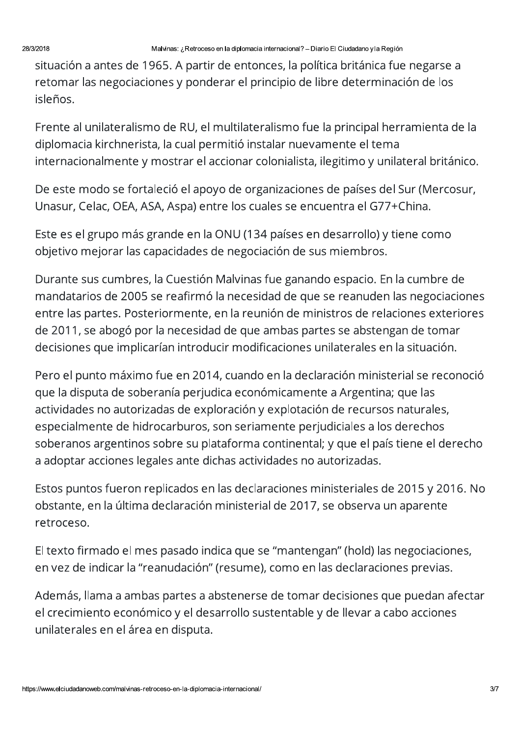situación a antes de 1965. A partir de entonces, la política británica fue negarse a retomar las negociaciones y ponderar el principio de libre determinación de los isleños.

Frente al unilateralismo de RU, el multilateralismo fue la principal herramienta de la diplomacia kirchnerista, la cual permitió instalar nuevamente el tema internacionalmente y mostrar el accionar colonialista, ilegitimo y unilateral británico.

De este modo se fortaleció el apoyo de organizaciones de países del Sur (Mercosur, Unasur, Celac, OEA, ASA, Aspa) entre los cuales se encuentra el G77+China.

Este es el grupo más grande en la ONU (134 países en desarrollo) y tiene como objetivo mejorar las capacidades de negociación de sus miembros.

Durante sus cumbres, la Cuestión Malvinas fue ganando espacio. En la cumbre de mandatarios de 2005 se reafirmó la necesidad de que se reanuden las negociaciones entre las partes. Posteriormente, en la reunión de ministros de relaciones exteriores de 2011, se abogó por la necesidad de que ambas partes se abstengan de tomar decisiones que implicarían introducir modificaciones unilaterales en la situación.

Pero el punto máximo fue en 2014, cuando en la declaración ministerial se reconoció que la disputa de soberanía perjudica económicamente a Argentina; que las actividades no autorizadas de exploración y explotación de recursos naturales, especialmente de hidrocarburos, son seriamente perjudiciales a los derechos soberanos argentinos sobre su plataforma continental; y que el país tiene el derecho a adoptar acciones legales ante dichas actividades no autorizadas.

Estos puntos fueron replicados en las declaraciones ministeriales de 2015 y 2016. No obstante, en la última declaración ministerial de 2017, se observa un aparente retroceso.

El texto firmado el mes pasado indica que se "mantengan" (hold) las negociaciones, en vez de indicar la "reanudación" (resume), como en las declaraciones previas.

Además, llama a ambas partes a abstenerse de tomar decisiones que puedan afectar el crecimiento económico y el desarrollo sustentable y de llevar a cabo acciones unilaterales en el área en disputa.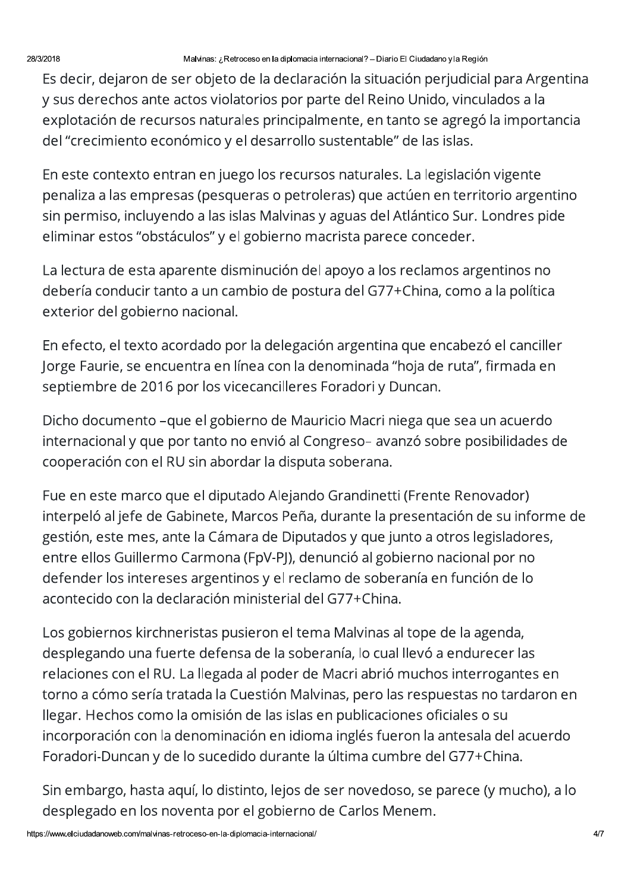Es decir, dejaron de ser objeto de la declaración la situación perjudicial para Argentina y sus derechos ante actos violatorios por parte del Reino Unido, vinculados a la explotación de recursos naturales principalmente, en tanto se agregó la importancia del "crecimiento económico y el desarrollo sustentable" de las islas.

En este contexto entran en juego los recursos naturales. La legislación vigente penaliza a las empresas (pesqueras o petroleras) que actúen en territorio argentino sin permiso, incluyendo a las islas Malvinas y aguas del Atlántico Sur. Londres pide eliminar estos "obstáculos" y el gobierno macrista parece conceder.

La lectura de esta aparente disminución del apoyo a los reclamos argentinos no debería conducir tanto a un cambio de postura del G77+China, como a la política exterior del gobierno nacional.

En efecto, el texto acordado por la delegación argentina que encabezó el canciller Jorge Faurie, se encuentra en línea con la denominada "hoja de ruta", firmada en septiembre de 2016 por los vicecancilleres Foradori y Duncan.

Dicho documento –que el gobierno de Mauricio Macri niega que sea un acuerdo internacional y que por tanto no envió al Congreso– avanzó sobre posibilidades de cooperación con el RU sin abordar la disputa soberana.

Fue en este marco que el diputado Alejando Grandinetti (Frente Renovador) interpeló al jefe de Gabinete, Marcos Peña, durante la presentación de su informe de gestión, este mes, ante la Cámara de Diputados y que junto a otros legisladores, entre ellos Guillermo Carmona (FpV-PJ), denunció al gobierno nacional por no defender los intereses argentinos y el reclamo de soberanía en función de lo acontecido con la declaración ministerial del G77+China.

Los gobiernos kirchneristas pusieron el tema Malvinas al tope de la agenda, desplegando una fuerte defensa de la soberanía, lo cual llevó a endurecer las relaciones con el RU. La llegada al poder de Macri abrió muchos interrogantes en torno a cómo sería tratada la Cuestión Malvinas, pero las respuestas no tardaron en llegar. Hechos como la omisión de las islas en publicaciones oficiales o su incorporación con la denominación en idioma inglés fueron la antesala del acuerdo Foradori-Duncan y de lo sucedido durante la última cumbre del G77+China.

Sin embargo, hasta aquí, lo distinto, lejos de ser novedoso, se parece (y mucho), a lo desplegado en los noventa por el gobierno de Carlos Menem.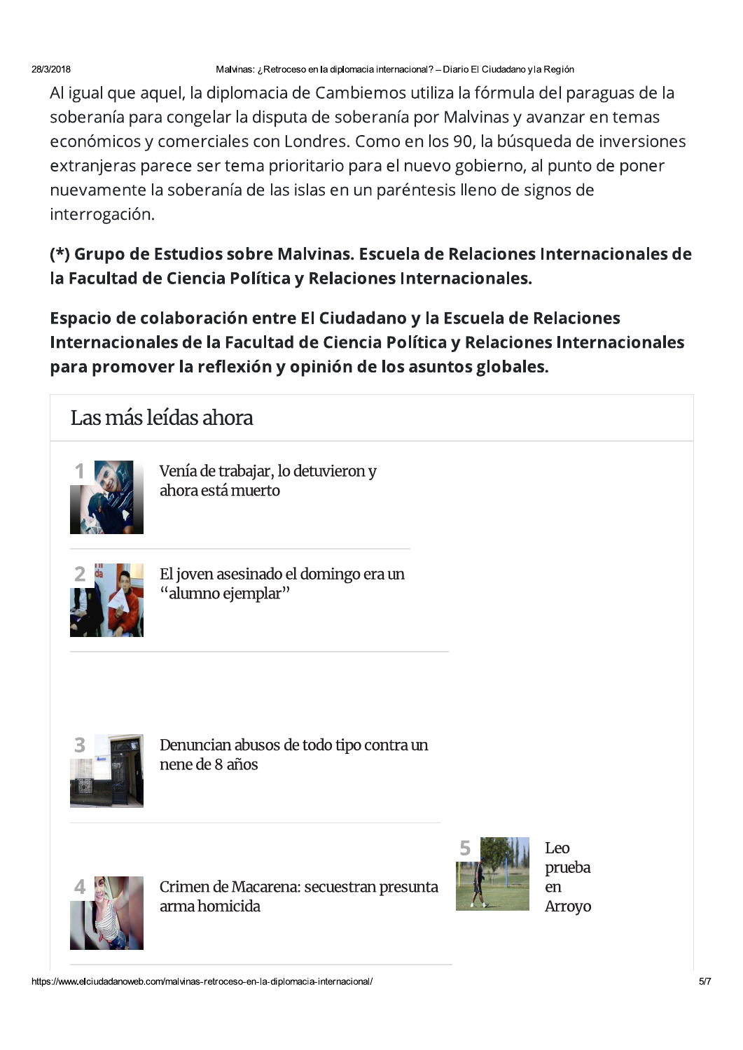Al igual que aquel, la diplomacia de Cambiemos utiliza la fórmula del paraguas de la soberanía para congelar la disputa de soberanía por Malvinas y avanzar en temas económicos y comerciales con Londres. Como en los 90, la búsqueda de inversiones extranjeras parece ser tema prioritario para el nuevo gobierno, al punto de poner nuevamente la soberanía de las islas en un paréntesis lleno de signos de interrogación.

**(*) Grupo de Estudios sobre Malvinas. Escuela de Relaciones Internacionales de la Facultad de Ciencia Política y Relaciones Internacionales.**

**Espacio de colaboración entre El Ciudadano y la Escuela de Relaciones Internacionales de la Facultad de Ciencia Política y Relaciones Internacionales para promover la reflexión y opinión de los asuntos globales.**

## Las más leídas ahora

1. Venía de trabajar, lo detuvieron y ahora está muerto
2. El joven asesinado el domingo era un “alumno ejemplar”
3. Denuncian abusos de todo tipo contra un nene de 8 años
4. Crimen de Macarena: secuestran presunta arma homicida
5. Leo prueba en Arroyo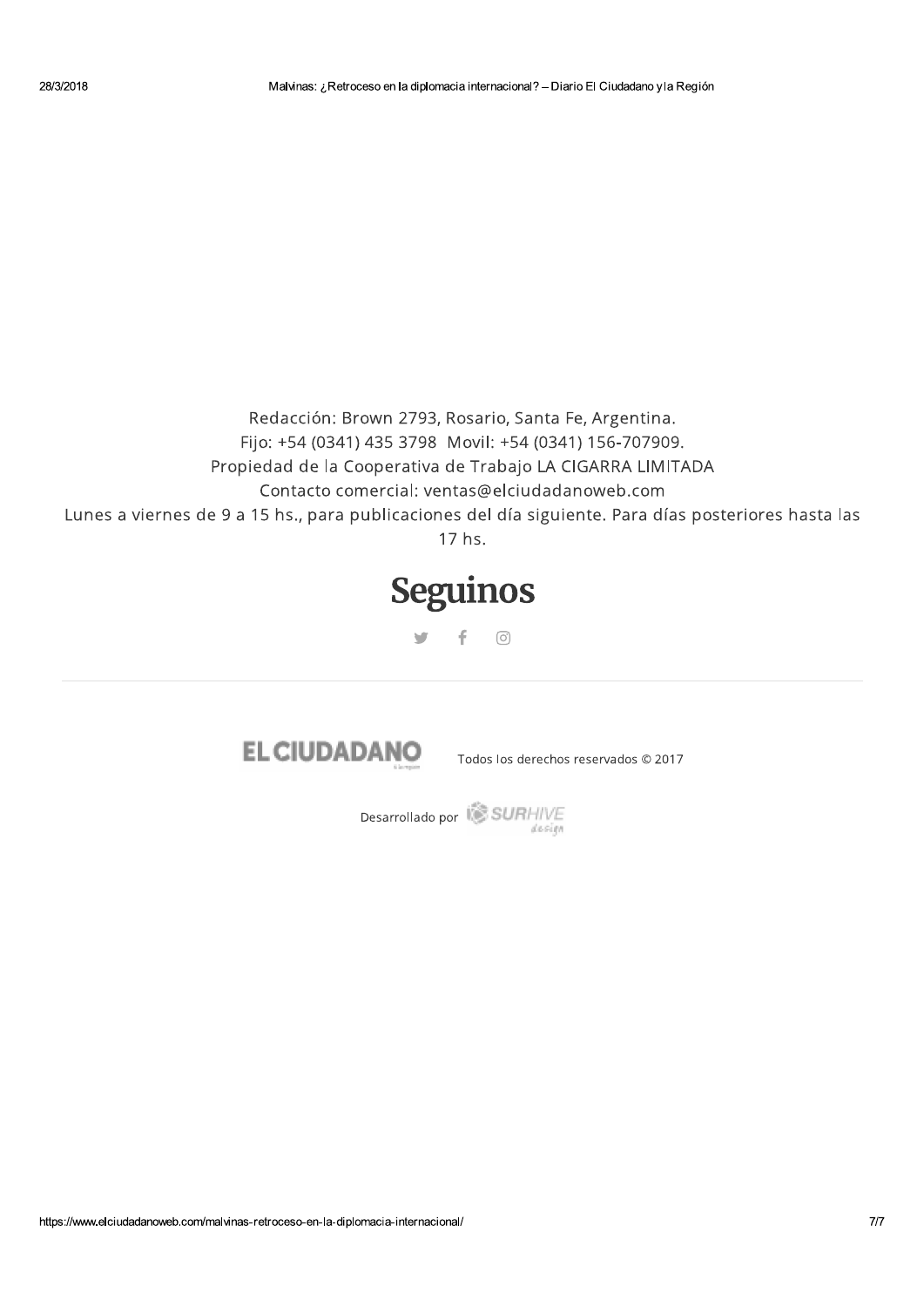Redacción: Brown 2793, Rosario, Santa Fe, Argentina.
Fijo: +54 (0341) 435 3798 Movil: +54 (0341) 156-707909.
Propiedad de la Cooperativa de Trabajo LA CIGARRA LIMITADA
Contacto comercial: ventas@elciudadanoweb.com
Lunes a viernes de 9 a 15 hs., para publicaciones del día siguiente. Para días posteriores hasta las 17 hs.

## Seguinos

EL CIUDADANO

Todos los derechos reservados © 2017

Desarrollado por SURHIVE design